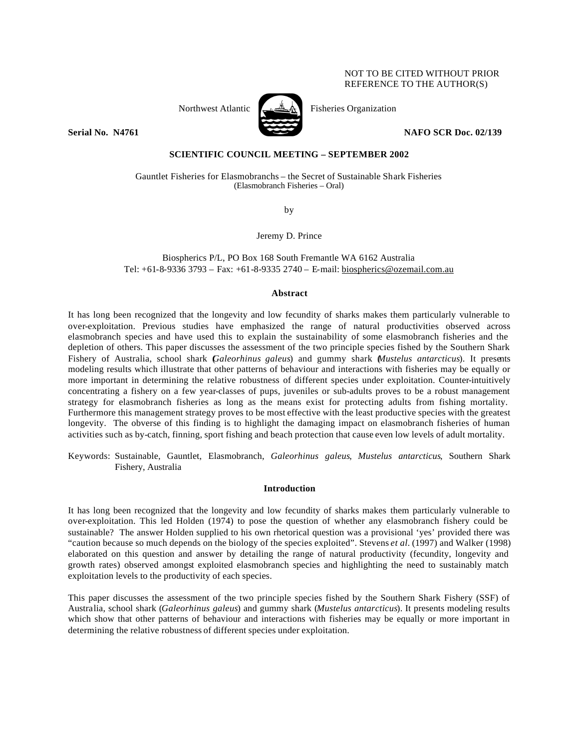NOT TO BE CITED WITHOUT PRIOR REFERENCE TO THE AUTHOR(S)

Northwest Atlantic Fisheries Organization

**Serial No. N4761** **NAFO SCR Doc. 02/139**

**SCIENTIFIC COUNCIL MEETING – SEPTEMBER 2002**

Gauntlet Fisheries for Elasmobranchs – the Secret of Sustainable Shark Fisheries
(Elasmobranch Fisheries – Oral)

by

Jeremy D. Prince

Biospherics P/L, PO Box 168 South Fremantle WA 6162 Australia
Tel: +61-8-9336 3793 – Fax: +61-8-9335 2740 – E-mail: biospherics@ozemail.com.au

## Abstract

It has long been recognized that the longevity and low fecundity of sharks makes them particularly vulnerable to over-exploitation. Previous studies have emphasized the range of natural productivities observed across elasmobranch species and have used this to explain the sustainability of some elasmobranch fisheries and the depletion of others. This paper discusses the assessment of the two principle species fished by the Southern Shark Fishery of Australia, school shark (*Galeorhinus galeus*) and gummy shark (*Mustelus antarcticus*). It presents modeling results which illustrate that other patterns of behaviour and interactions with fisheries may be equally or more important in determining the relative robustness of different species under exploitation. Counter-intuitively concentrating a fishery on a few year-classes of pups, juveniles or sub-adults proves to be a robust management strategy for elasmobranch fisheries as long as the means exist for protecting adults from fishing mortality. Furthermore this management strategy proves to be most effective with the least productive species with the greatest longevity. The obverse of this finding is to highlight the damaging impact on elasmobranch fisheries of human activities such as by-catch, finning, sport fishing and beach protection that cause even low levels of adult mortality.

Keywords: Sustainable, Gauntlet, Elasmobranch, *Galeorhinus galeus*, *Mustelus antarcticus*, Southern Shark Fishery, Australia

## Introduction

It has long been recognized that the longevity and low fecundity of sharks makes them particularly vulnerable to over-exploitation. This led Holden (1974) to pose the question of whether any elasmobranch fishery could be sustainable? The answer Holden supplied to his own rhetorical question was a provisional 'yes' provided there was "caution because so much depends on the biology of the species exploited". Stevens *et al*. (1997) and Walker (1998) elaborated on this question and answer by detailing the range of natural productivity (fecundity, longevity and growth rates) observed amongst exploited elasmobranch species and highlighting the need to sustainably match exploitation levels to the productivity of each species.

This paper discusses the assessment of the two principle species fished by the Southern Shark Fishery (SSF) of Australia, school shark (*Galeorhinus galeus*) and gummy shark (*Mustelus antarcticus*). It presents modeling results which show that other patterns of behaviour and interactions with fisheries may be equally or more important in determining the relative robustness of different species under exploitation.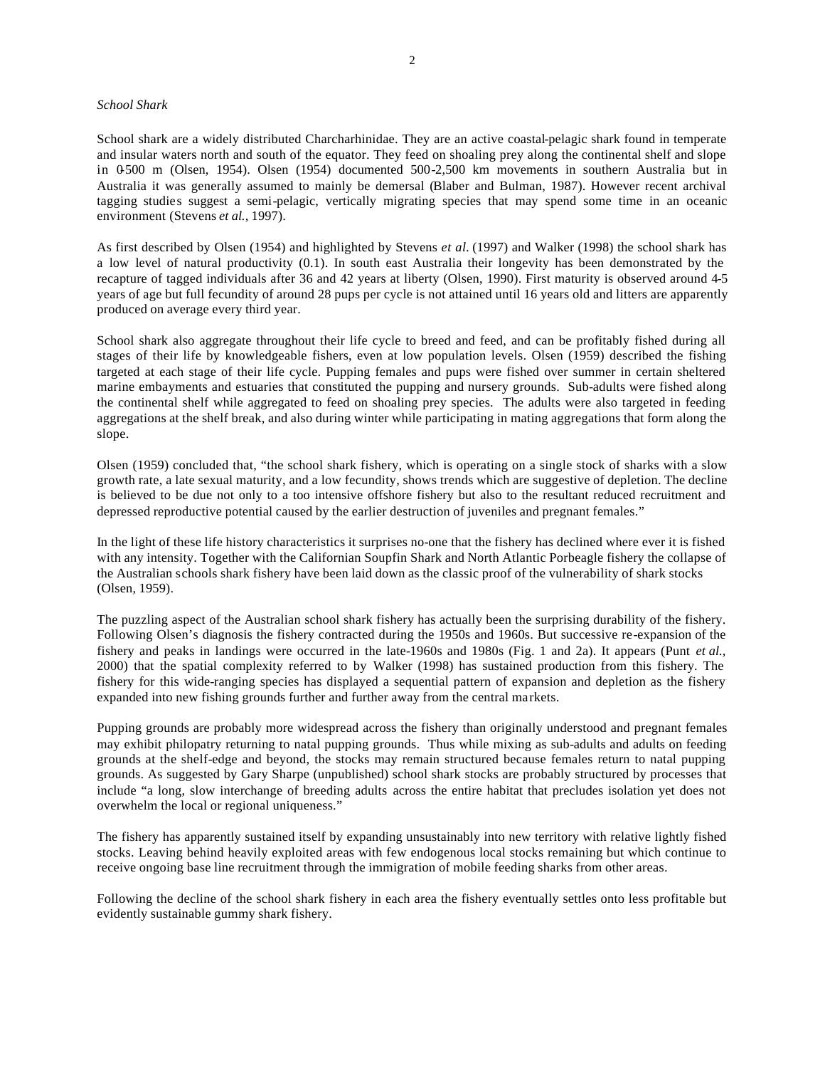*School Shark*

School shark are a widely distributed Charcharhinidae. They are an active coastal-pelagic shark found in temperate and insular waters north and south of the equator. They feed on shoaling prey along the continental shelf and slope in 0-500 m (Olsen, 1954). Olsen (1954) documented 500-2,500 km movements in southern Australia but in Australia it was generally assumed to mainly be demersal (Blaber and Bulman, 1987). However recent archival tagging studies suggest a semi-pelagic, vertically migrating species that may spend some time in an oceanic environment (Stevens *et al.*, 1997).

As first described by Olsen (1954) and highlighted by Stevens *et al.* (1997) and Walker (1998) the school shark has a low level of natural productivity (0.1). In south east Australia their longevity has been demonstrated by the recapture of tagged individuals after 36 and 42 years at liberty (Olsen, 1990). First maturity is observed around 4-5 years of age but full fecundity of around 28 pups per cycle is not attained until 16 years old and litters are apparently produced on average every third year.

School shark also aggregate throughout their life cycle to breed and feed, and can be profitably fished during all stages of their life by knowledgeable fishers, even at low population levels. Olsen (1959) described the fishing targeted at each stage of their life cycle. Pupping females and pups were fished over summer in certain sheltered marine embayments and estuaries that constituted the pupping and nursery grounds. Sub-adults were fished along the continental shelf while aggregated to feed on shoaling prey species. The adults were also targeted in feeding aggregations at the shelf break, and also during winter while participating in mating aggregations that form along the slope.

Olsen (1959) concluded that, "the school shark fishery, which is operating on a single stock of sharks with a slow growth rate, a late sexual maturity, and a low fecundity, shows trends which are suggestive of depletion. The decline is believed to be due not only to a too intensive offshore fishery but also to the resultant reduced recruitment and depressed reproductive potential caused by the earlier destruction of juveniles and pregnant females."

In the light of these life history characteristics it surprises no-one that the fishery has declined where ever it is fished with any intensity. Together with the Californian Soupfin Shark and North Atlantic Porbeagle fishery the collapse of the Australian schools shark fishery have been laid down as the classic proof of the vulnerability of shark stocks (Olsen, 1959).

The puzzling aspect of the Australian school shark fishery has actually been the surprising durability of the fishery. Following Olsen's diagnosis the fishery contracted during the 1950s and 1960s. But successive re-expansion of the fishery and peaks in landings were occurred in the late-1960s and 1980s (Fig. 1 and 2a). It appears (Punt *et al.*, 2000) that the spatial complexity referred to by Walker (1998) has sustained production from this fishery. The fishery for this wide-ranging species has displayed a sequential pattern of expansion and depletion as the fishery expanded into new fishing grounds further and further away from the central markets.

Pupping grounds are probably more widespread across the fishery than originally understood and pregnant females may exhibit philopatry returning to natal pupping grounds. Thus while mixing as sub-adults and adults on feeding grounds at the shelf-edge and beyond, the stocks may remain structured because females return to natal pupping grounds. As suggested by Gary Sharpe (unpublished) school shark stocks are probably structured by processes that include "a long, slow interchange of breeding adults across the entire habitat that precludes isolation yet does not overwhelm the local or regional uniqueness."

The fishery has apparently sustained itself by expanding unsustainably into new territory with relative lightly fished stocks. Leaving behind heavily exploited areas with few endogenous local stocks remaining but which continue to receive ongoing base line recruitment through the immigration of mobile feeding sharks from other areas.

Following the decline of the school shark fishery in each area the fishery eventually settles onto less profitable but evidently sustainable gummy shark fishery.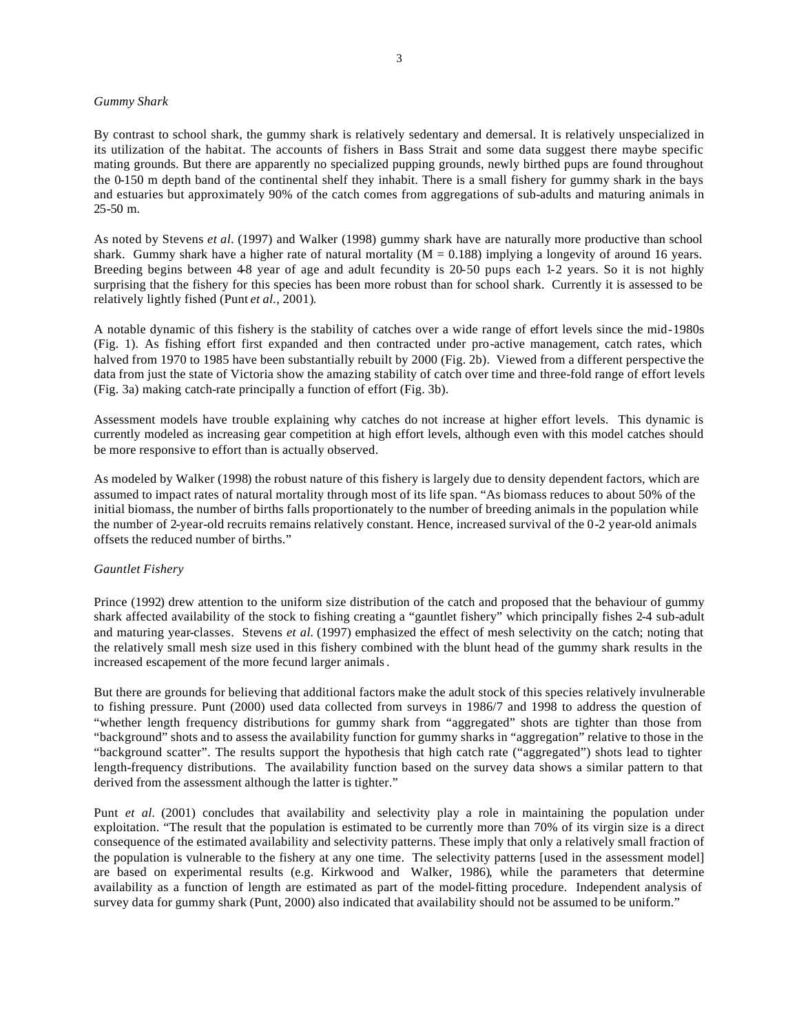*Gummy Shark*

By contrast to school shark, the gummy shark is relatively sedentary and demersal. It is relatively unspecialized in its utilization of the habitat. The accounts of fishers in Bass Strait and some data suggest there maybe specific mating grounds. But there are apparently no specialized pupping grounds, newly birthed pups are found throughout the 0-150 m depth band of the continental shelf they inhabit. There is a small fishery for gummy shark in the bays and estuaries but approximately 90% of the catch comes from aggregations of sub-adults and maturing animals in 25-50 m.

As noted by Stevens *et al.* (1997) and Walker (1998) gummy shark have are naturally more productive than school shark. Gummy shark have a higher rate of natural mortality ($M = 0.188$) implying a longevity of around 16 years. Breeding begins between 4-8 year of age and adult fecundity is 20-50 pups each 1-2 years. So it is not highly surprising that the fishery for this species has been more robust than for school shark. Currently it is assessed to be relatively lightly fished (Punt *et al.,* 2001).

A notable dynamic of this fishery is the stability of catches over a wide range of effort levels since the mid-1980s (Fig. 1). As fishing effort first expanded and then contracted under pro-active management, catch rates, which halved from 1970 to 1985 have been substantially rebuilt by 2000 (Fig. 2b). Viewed from a different perspective the data from just the state of Victoria show the amazing stability of catch over time and three-fold range of effort levels (Fig. 3a) making catch-rate principally a function of effort (Fig. 3b).

Assessment models have trouble explaining why catches do not increase at higher effort levels. This dynamic is currently modeled as increasing gear competition at high effort levels, although even with this model catches should be more responsive to effort than is actually observed.

As modeled by Walker (1998) the robust nature of this fishery is largely due to density dependent factors, which are assumed to impact rates of natural mortality through most of its life span. "As biomass reduces to about 50% of the initial biomass, the number of births falls proportionately to the number of breeding animals in the population while the number of 2-year-old recruits remains relatively constant. Hence, increased survival of the 0-2 year-old animals offsets the reduced number of births."

*Gauntlet Fishery*

Prince (1992) drew attention to the uniform size distribution of the catch and proposed that the behaviour of gummy shark affected availability of the stock to fishing creating a "gauntlet fishery" which principally fishes 2-4 sub-adult and maturing year-classes. Stevens *et al.* (1997) emphasized the effect of mesh selectivity on the catch; noting that the relatively small mesh size used in this fishery combined with the blunt head of the gummy shark results in the increased escapement of the more fecund larger animals.

But there are grounds for believing that additional factors make the adult stock of this species relatively invulnerable to fishing pressure. Punt (2000) used data collected from surveys in 1986/7 and 1998 to address the question of "whether length frequency distributions for gummy shark from "aggregated" shots are tighter than those from "background" shots and to assess the availability function for gummy sharks in "aggregation" relative to those in the "background scatter". The results support the hypothesis that high catch rate ("aggregated") shots lead to tighter length-frequency distributions. The availability function based on the survey data shows a similar pattern to that derived from the assessment although the latter is tighter."

Punt *et al.* (2001) concludes that availability and selectivity play a role in maintaining the population under exploitation. "The result that the population is estimated to be currently more than 70% of its virgin size is a direct consequence of the estimated availability and selectivity patterns. These imply that only a relatively small fraction of the population is vulnerable to the fishery at any one time. The selectivity patterns [used in the assessment model] are based on experimental results (e.g. Kirkwood and Walker, 1986), while the parameters that determine availability as a function of length are estimated as part of the model-fitting procedure. Independent analysis of survey data for gummy shark (Punt, 2000) also indicated that availability should not be assumed to be uniform."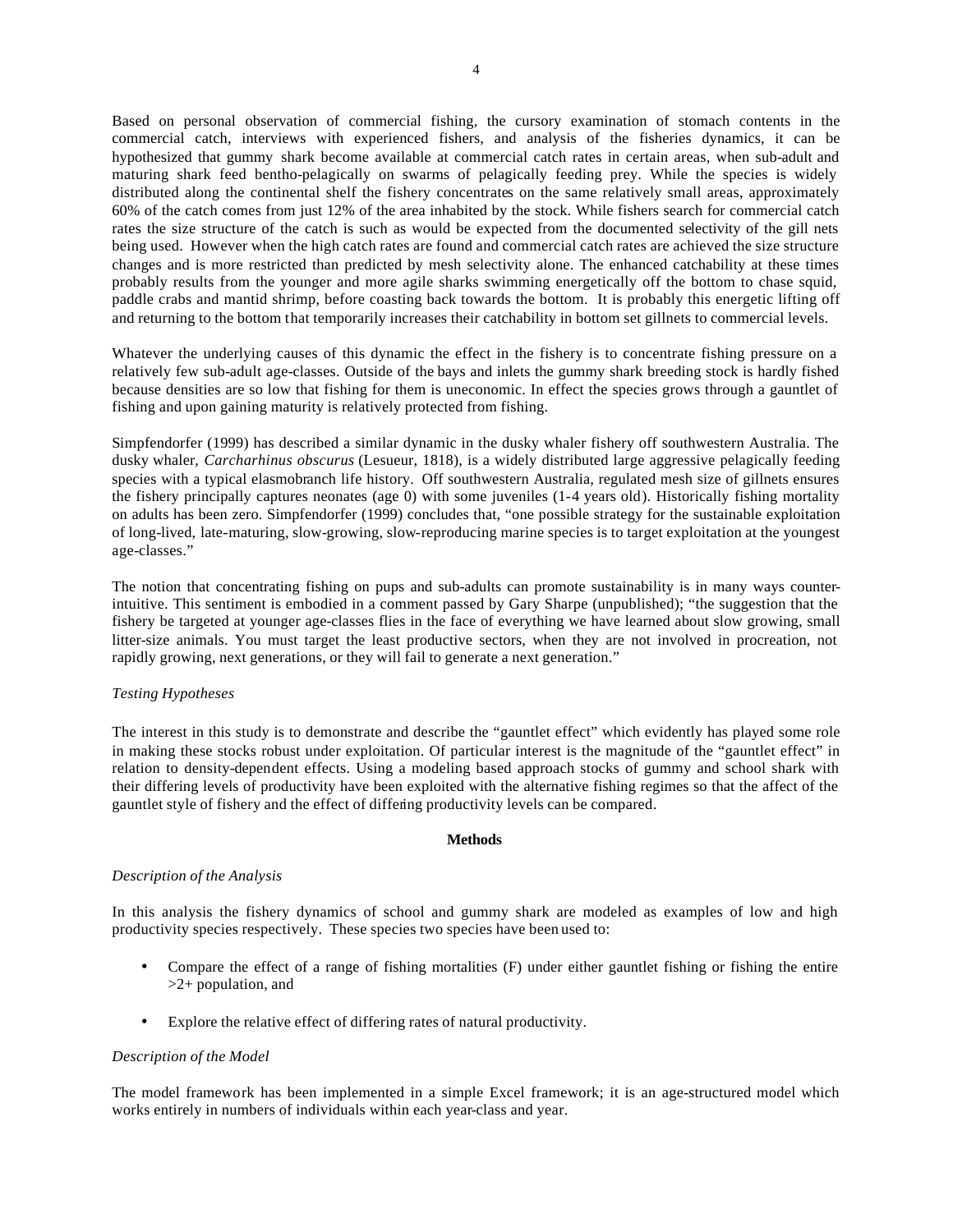Based on personal observation of commercial fishing, the cursory examination of stomach contents in the commercial catch, interviews with experienced fishers, and analysis of the fisheries dynamics, it can be hypothesized that gummy shark become available at commercial catch rates in certain areas, when sub-adult and maturing shark feed bentho-pelagically on swarms of pelagically feeding prey. While the species is widely distributed along the continental shelf the fishery concentrates on the same relatively small areas, approximately 60% of the catch comes from just 12% of the area inhabited by the stock. While fishers search for commercial catch rates the size structure of the catch is such as would be expected from the documented selectivity of the gill nets being used. However when the high catch rates are found and commercial catch rates are achieved the size structure changes and is more restricted than predicted by mesh selectivity alone. The enhanced catchability at these times probably results from the younger and more agile sharks swimming energetically off the bottom to chase squid, paddle crabs and mantid shrimp, before coasting back towards the bottom. It is probably this energetic lifting off and returning to the bottom that temporarily increases their catchability in bottom set gillnets to commercial levels.

Whatever the underlying causes of this dynamic the effect in the fishery is to concentrate fishing pressure on a relatively few sub-adult age-classes. Outside of the bays and inlets the gummy shark breeding stock is hardly fished because densities are so low that fishing for them is uneconomic. In effect the species grows through a gauntlet of fishing and upon gaining maturity is relatively protected from fishing.

Simpfendorfer (1999) has described a similar dynamic in the dusky whaler fishery off southwestern Australia. The dusky whaler, *Carcharhinus obscurus* (Lesueur, 1818), is a widely distributed large aggressive pelagically feeding species with a typical elasmobranch life history. Off southwestern Australia, regulated mesh size of gillnets ensures the fishery principally captures neonates (age 0) with some juveniles (1-4 years old). Historically fishing mortality on adults has been zero. Simpfendorfer (1999) concludes that, "one possible strategy for the sustainable exploitation of long-lived, late-maturing, slow-growing, slow-reproducing marine species is to target exploitation at the youngest age-classes."

The notion that concentrating fishing on pups and sub-adults can promote sustainability is in many ways counter-intuitive. This sentiment is embodied in a comment passed by Gary Sharpe (unpublished); "the suggestion that the fishery be targeted at younger age-classes flies in the face of everything we have learned about slow growing, small litter-size animals. You must target the least productive sectors, when they are not involved in procreation, not rapidly growing, next generations, or they will fail to generate a next generation."

*Testing Hypotheses*

The interest in this study is to demonstrate and describe the "gauntlet effect" which evidently has played some role in making these stocks robust under exploitation. Of particular interest is the magnitude of the "gauntlet effect" in relation to density-dependent effects. Using a modeling based approach stocks of gummy and school shark with their differing levels of productivity have been exploited with the alternative fishing regimes so that the affect of the gauntlet style of fishery and the effect of differing productivity levels can be compared.

## Methods

*Description of the Analysis*

In this analysis the fishery dynamics of school and gummy shark are modeled as examples of low and high productivity species respectively. These species two species have been used to:

- Compare the effect of a range of fishing mortalities (F) under either gauntlet fishing or fishing the entire >2+ population, and
- Explore the relative effect of differing rates of natural productivity.

*Description of the Model*

The model framework has been implemented in a simple Excel framework; it is an age-structured model which works entirely in numbers of individuals within each year-class and year.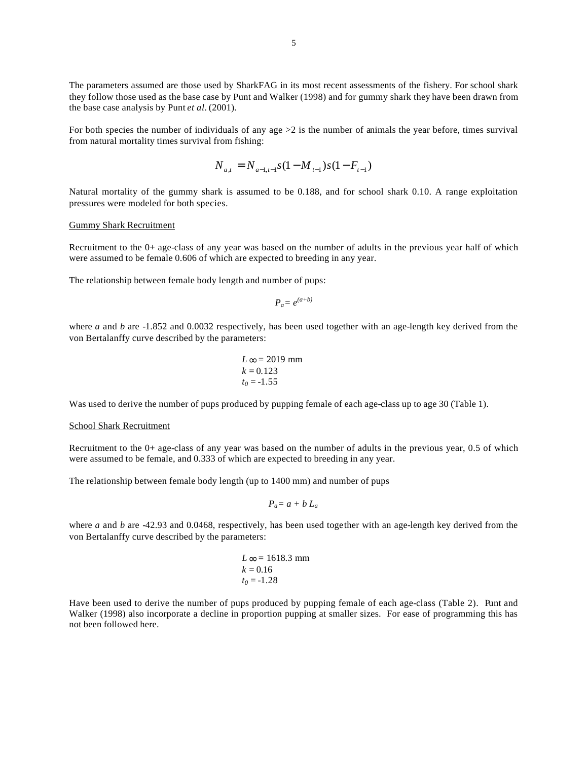The parameters assumed are those used by SharkFAG in its most recent assessments of the fishery. For school shark they follow those used as the base case by Punt and Walker (1998) and for gummy shark they have been drawn from the base case analysis by Punt *et al*. (2001).

For both species the number of individuals of any age >2 is the number of animals the year before, times survival from natural mortality times survival from fishing:

$$N_{a,t} = N_{a-1,t-1} s(1 - M_{t-1}) s(1 - F_{t-1})$$

Natural mortality of the gummy shark is assumed to be 0.188, and for school shark 0.10. A range exploitation pressures were modeled for both species.

Gummy Shark Recruitment

Recruitment to the 0+ age-class of any year was based on the number of adults in the previous year half of which were assumed to be female 0.606 of which are expected to breeding in any year.

The relationship between female body length and number of pups:

$$P_a = e^{(a+b)}$$

where $a$ and $b$ are -1.852 and 0.0032 respectively, has been used together with an age-length key derived from the von Bertalanffy curve described by the parameters:

$L_\infty = 2019$ mm
$k = 0.123$
$t_0 = -1.55$

Was used to derive the number of pups produced by pupping female of each age-class up to age 30 (Table 1).

School Shark Recruitment

Recruitment to the 0+ age-class of any year was based on the number of adults in the previous year, 0.5 of which were assumed to be female, and 0.333 of which are expected to breeding in any year.

The relationship between female body length (up to 1400 mm) and number of pups

$$P_a = a + b\,L_a$$

where $a$ and $b$ are -42.93 and 0.0468, respectively, has been used together with an age-length key derived from the von Bertalanffy curve described by the parameters:

$L_\infty = 1618.3$ mm
$k = 0.16$
$t_0 = -1.28$

Have been used to derive the number of pups produced by pupping female of each age-class (Table 2). Punt and Walker (1998) also incorporate a decline in proportion pupping at smaller sizes. For ease of programming this has not been followed here.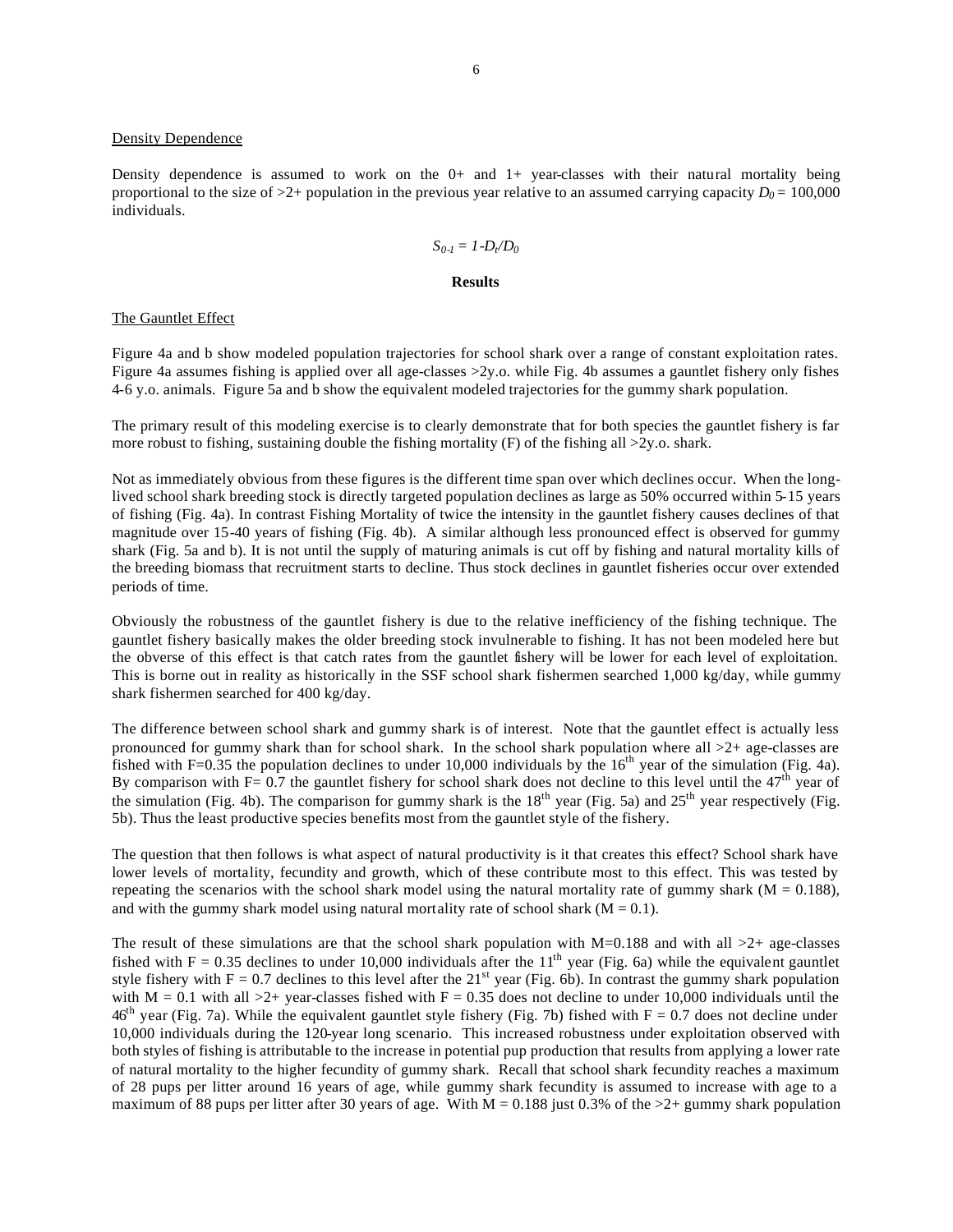Density Dependence

Density dependence is assumed to work on the 0+ and 1+ year-classes with their natural mortality being proportional to the size of >2+ population in the previous year relative to an assumed carrying capacity $D_0 = 100{,}000$ individuals.

$$S_{0\text{-}1} = 1 - D_t/D_0$$

## Results

The Gauntlet Effect

Figure 4a and b show modeled population trajectories for school shark over a range of constant exploitation rates. Figure 4a assumes fishing is applied over all age-classes >2y.o. while Fig. 4b assumes a gauntlet fishery only fishes 4-6 y.o. animals. Figure 5a and b show the equivalent modeled trajectories for the gummy shark population.

The primary result of this modeling exercise is to clearly demonstrate that for both species the gauntlet fishery is far more robust to fishing, sustaining double the fishing mortality (F) of the fishing all >2y.o. shark.

Not as immediately obvious from these figures is the different time span over which declines occur. When the long-lived school shark breeding stock is directly targeted population declines as large as 50% occurred within 5-15 years of fishing (Fig. 4a). In contrast Fishing Mortality of twice the intensity in the gauntlet fishery causes declines of that magnitude over 15-40 years of fishing (Fig. 4b). A similar although less pronounced effect is observed for gummy shark (Fig. 5a and b). It is not until the supply of maturing animals is cut off by fishing and natural mortality kills of the breeding biomass that recruitment starts to decline. Thus stock declines in gauntlet fisheries occur over extended periods of time.

Obviously the robustness of the gauntlet fishery is due to the relative inefficiency of the fishing technique. The gauntlet fishery basically makes the older breeding stock invulnerable to fishing. It has not been modeled here but the obverse of this effect is that catch rates from the gauntlet fishery will be lower for each level of exploitation. This is borne out in reality as historically in the SSF school shark fishermen searched 1,000 kg/day, while gummy shark fishermen searched for 400 kg/day.

The difference between school shark and gummy shark is of interest. Note that the gauntlet effect is actually less pronounced for gummy shark than for school shark. In the school shark population where all >2+ age-classes are fished with F=0.35 the population declines to under 10,000 individuals by the 16th year of the simulation (Fig. 4a). By comparison with F= 0.7 the gauntlet fishery for school shark does not decline to this level until the 47th year of the simulation (Fig. 4b). The comparison for gummy shark is the 18th year (Fig. 5a) and 25th year respectively (Fig. 5b). Thus the least productive species benefits most from the gauntlet style of the fishery.

The question that then follows is what aspect of natural productivity is it that creates this effect? School shark have lower levels of mortality, fecundity and growth, which of these contribute most to this effect. This was tested by repeating the scenarios with the school shark model using the natural mortality rate of gummy shark ($M = 0.188$), and with the gummy shark model using natural mortality rate of school shark ($M = 0.1$).

The result of these simulations are that the school shark population with M=0.188 and with all >2+ age-classes fished with F = 0.35 declines to under 10,000 individuals after the 11th year (Fig. 6a) while the equivalent gauntlet style fishery with F = 0.7 declines to this level after the 21st year (Fig. 6b). In contrast the gummy shark population with M = 0.1 with all >2+ year-classes fished with F = 0.35 does not decline to under 10,000 individuals until the 46th year (Fig. 7a). While the equivalent gauntlet style fishery (Fig. 7b) fished with F = 0.7 does not decline under 10,000 individuals during the 120-year long scenario. This increased robustness under exploitation observed with both styles of fishing is attributable to the increase in potential pup production that results from applying a lower rate of natural mortality to the higher fecundity of gummy shark. Recall that school shark fecundity reaches a maximum of 28 pups per litter around 16 years of age, while gummy shark fecundity is assumed to increase with age to a maximum of 88 pups per litter after 30 years of age. With M = 0.188 just 0.3% of the >2+ gummy shark population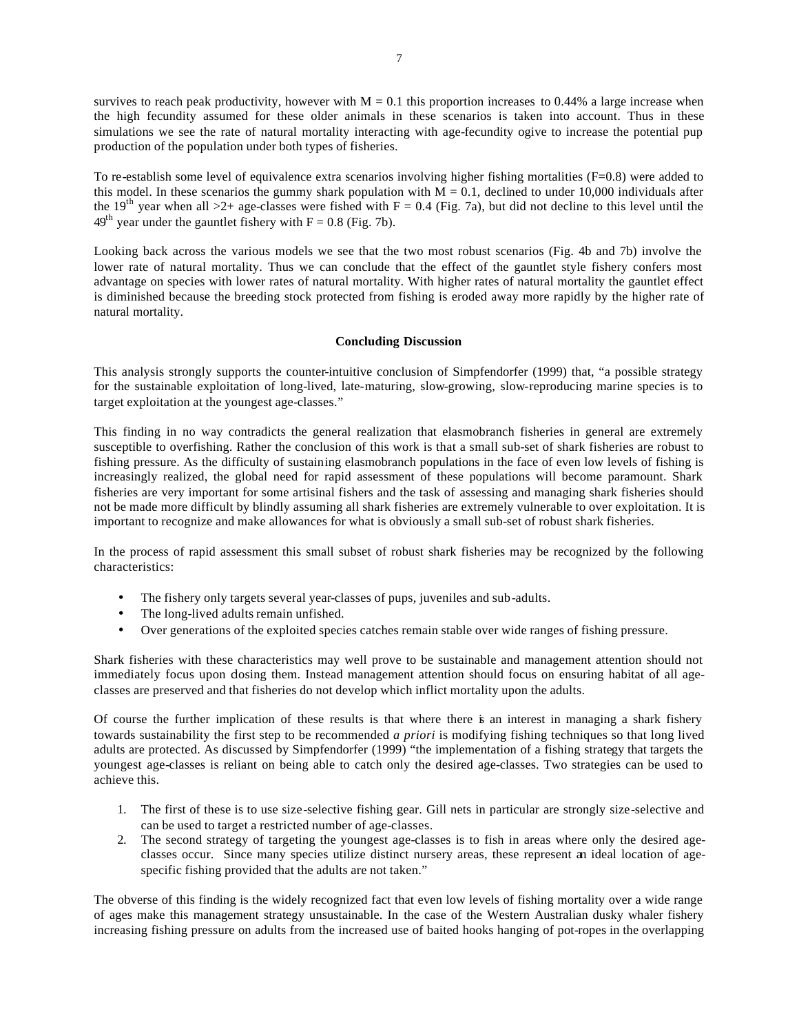survives to reach peak productivity, however with $M = 0.1$ this proportion increases to 0.44% a large increase when the high fecundity assumed for these older animals in these scenarios is taken into account. Thus in these simulations we see the rate of natural mortality interacting with age-fecundity ogive to increase the potential pup production of the population under both types of fisheries.

To re-establish some level of equivalence extra scenarios involving higher fishing mortalities ($F=0.8$) were added to this model. In these scenarios the gummy shark population with $M = 0.1$, declined to under 10,000 individuals after the 19$^{th}$ year when all >2+ age-classes were fished with $F = 0.4$ (Fig. 7a), but did not decline to this level until the 49$^{th}$ year under the gauntlet fishery with $F = 0.8$ (Fig. 7b).

Looking back across the various models we see that the two most robust scenarios (Fig. 4b and 7b) involve the lower rate of natural mortality. Thus we can conclude that the effect of the gauntlet style fishery confers most advantage on species with lower rates of natural mortality. With higher rates of natural mortality the gauntlet effect is diminished because the breeding stock protected from fishing is eroded away more rapidly by the higher rate of natural mortality.

## Concluding Discussion

This analysis strongly supports the counter-intuitive conclusion of Simpfendorfer (1999) that, "a possible strategy for the sustainable exploitation of long-lived, late-maturing, slow-growing, slow-reproducing marine species is to target exploitation at the youngest age-classes."

This finding in no way contradicts the general realization that elasmobranch fisheries in general are extremely susceptible to overfishing. Rather the conclusion of this work is that a small sub-set of shark fisheries are robust to fishing pressure. As the difficulty of sustaining elasmobranch populations in the face of even low levels of fishing is increasingly realized, the global need for rapid assessment of these populations will become paramount. Shark fisheries are very important for some artisinal fishers and the task of assessing and managing shark fisheries should not be made more difficult by blindly assuming all shark fisheries are extremely vulnerable to over exploitation. It is important to recognize and make allowances for what is obviously a small sub-set of robust shark fisheries.

In the process of rapid assessment this small subset of robust shark fisheries may be recognized by the following characteristics:

- The fishery only targets several year-classes of pups, juveniles and sub-adults.
- The long-lived adults remain unfished.
- Over generations of the exploited species catches remain stable over wide ranges of fishing pressure.

Shark fisheries with these characteristics may well prove to be sustainable and management attention should not immediately focus upon closing them. Instead management attention should focus on ensuring habitat of all age-classes are preserved and that fisheries do not develop which inflict mortality upon the adults.

Of course the further implication of these results is that where there is an interest in managing a shark fishery towards sustainability the first step to be recommended *a priori* is modifying fishing techniques so that long lived adults are protected. As discussed by Simpfendorfer (1999) "the implementation of a fishing strategy that targets the youngest age-classes is reliant on being able to catch only the desired age-classes. Two strategies can be used to achieve this.

1. The first of these is to use size-selective fishing gear. Gill nets in particular are strongly size-selective and can be used to target a restricted number of age-classes.
2. The second strategy of targeting the youngest age-classes is to fish in areas where only the desired age-classes occur. Since many species utilize distinct nursery areas, these represent an ideal location of age-specific fishing provided that the adults are not taken."

The obverse of this finding is the widely recognized fact that even low levels of fishing mortality over a wide range of ages make this management strategy unsustainable. In the case of the Western Australian dusky whaler fishery increasing fishing pressure on adults from the increased use of baited hooks hanging of pot-ropes in the overlapping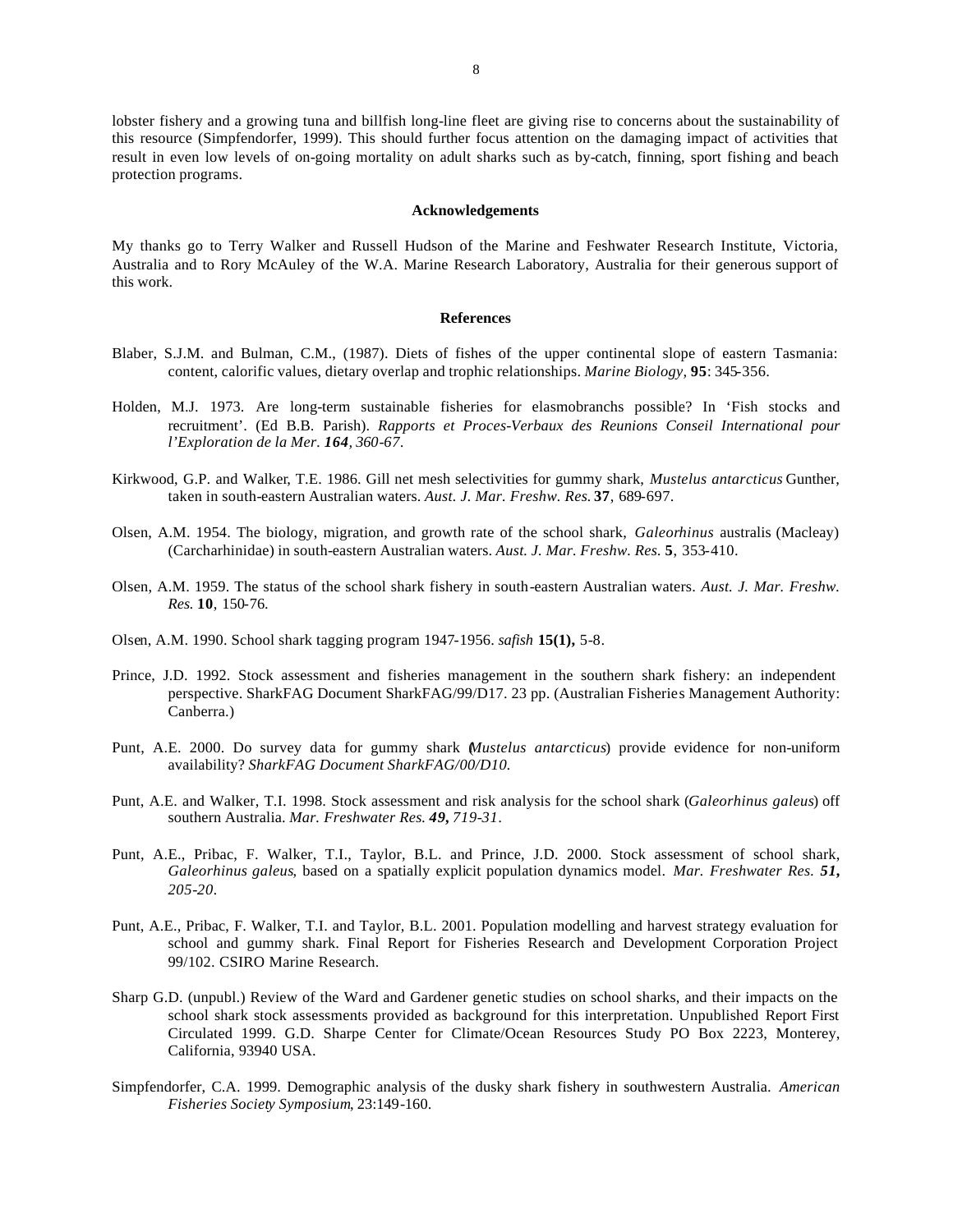lobster fishery and a growing tuna and billfish long-line fleet are giving rise to concerns about the sustainability of this resource (Simpfendorfer, 1999). This should further focus attention on the damaging impact of activities that result in even low levels of on-going mortality on adult sharks such as by-catch, finning, sport fishing and beach protection programs.

## Acknowledgements

My thanks go to Terry Walker and Russell Hudson of the Marine and Feshwater Research Institute, Victoria, Australia and to Rory McAuley of the W.A. Marine Research Laboratory, Australia for their generous support of this work.

## References

Blaber, S.J.M. and Bulman, C.M., (1987). Diets of fishes of the upper continental slope of eastern Tasmania: content, calorific values, dietary overlap and trophic relationships. *Marine Biology*, **95**: 345-356.

Holden, M.J. 1973. Are long-term sustainable fisheries for elasmobranchs possible? In 'Fish stocks and recruitment'. (Ed B.B. Parish). *Rapports et Proces-Verbaux des Reunions Conseil International pour l'Exploration de la Mer. **164**, 360-67*.

Kirkwood, G.P. and Walker, T.E. 1986. Gill net mesh selectivities for gummy shark, *Mustelus antarcticus* Gunther, taken in south-eastern Australian waters. *Aust. J. Mar. Freshw. Res.* **37**, 689-697.

Olsen, A.M. 1954. The biology, migration, and growth rate of the school shark, *Galeorhinus* australis (Macleay) (Carcharhinidae) in south-eastern Australian waters. *Aust. J. Mar. Freshw. Res.* **5**, 353-410.

Olsen, A.M. 1959. The status of the school shark fishery in south-eastern Australian waters. *Aust. J. Mar. Freshw. Res.* **10**, 150-76.

Olsen, A.M. 1990. School shark tagging program 1947-1956. *safish* **15(1),** 5-8.

Prince, J.D. 1992. Stock assessment and fisheries management in the southern shark fishery: an independent perspective. SharkFAG Document SharkFAG/99/D17. 23 pp. (Australian Fisheries Management Authority: Canberra.)

Punt, A.E. 2000. Do survey data for gummy shark (*Mustelus antarcticus*) provide evidence for non-uniform availability? *SharkFAG Document SharkFAG/00/D10.*

Punt, A.E. and Walker, T.I. 1998. Stock assessment and risk analysis for the school shark (*Galeorhinus galeus*) off southern Australia. *Mar. Freshwater Res. **49**, 719-31*.

Punt, A.E., Pribac, F. Walker, T.I., Taylor, B.L. and Prince, J.D. 2000. Stock assessment of school shark, *Galeorhinus galeus*, based on a spatially explicit population dynamics model. *Mar. Freshwater Res. **51**, 205-20*.

Punt, A.E., Pribac, F. Walker, T.I. and Taylor, B.L. 2001. Population modelling and harvest strategy evaluation for school and gummy shark. Final Report for Fisheries Research and Development Corporation Project 99/102. CSIRO Marine Research.

Sharp G.D. (unpubl.) Review of the Ward and Gardener genetic studies on school sharks, and their impacts on the school shark stock assessments provided as background for this interpretation. Unpublished Report First Circulated 1999. G.D. Sharpe Center for Climate/Ocean Resources Study PO Box 2223, Monterey, California, 93940 USA.

Simpfendorfer, C.A. 1999. Demographic analysis of the dusky shark fishery in southwestern Australia. *American Fisheries Society Symposium*, 23:149-160.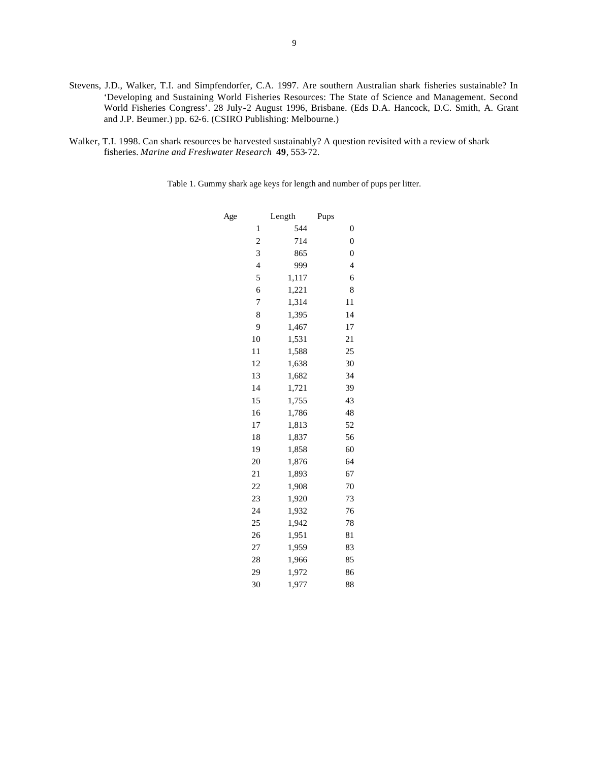Stevens, J.D., Walker, T.I. and Simpfendorfer, C.A. 1997. Are southern Australian shark fisheries sustainable? In 'Developing and Sustaining World Fisheries Resources: The State of Science and Management. Second World Fisheries Congress'. 28 July-2 August 1996, Brisbane. (Eds D.A. Hancock, D.C. Smith, A. Grant and J.P. Beumer.) pp. 62-6. (CSIRO Publishing: Melbourne.)

Walker, T.I. 1998. Can shark resources be harvested sustainably? A question revisited with a review of shark fisheries. *Marine and Freshwater Research* **49**, 553-72.

Table 1. Gummy shark age keys for length and number of pups per litter.

| Age | Length | Pups |
|---|---|---|
| 1 | 544 | 0 |
| 2 | 714 | 0 |
| 3 | 865 | 0 |
| 4 | 999 | 4 |
| 5 | 1,117 | 6 |
| 6 | 1,221 | 8 |
| 7 | 1,314 | 11 |
| 8 | 1,395 | 14 |
| 9 | 1,467 | 17 |
| 10 | 1,531 | 21 |
| 11 | 1,588 | 25 |
| 12 | 1,638 | 30 |
| 13 | 1,682 | 34 |
| 14 | 1,721 | 39 |
| 15 | 1,755 | 43 |
| 16 | 1,786 | 48 |
| 17 | 1,813 | 52 |
| 18 | 1,837 | 56 |
| 19 | 1,858 | 60 |
| 20 | 1,876 | 64 |
| 21 | 1,893 | 67 |
| 22 | 1,908 | 70 |
| 23 | 1,920 | 73 |
| 24 | 1,932 | 76 |
| 25 | 1,942 | 78 |
| 26 | 1,951 | 81 |
| 27 | 1,959 | 83 |
| 28 | 1,966 | 85 |
| 29 | 1,972 | 86 |
| 30 | 1,977 | 88 |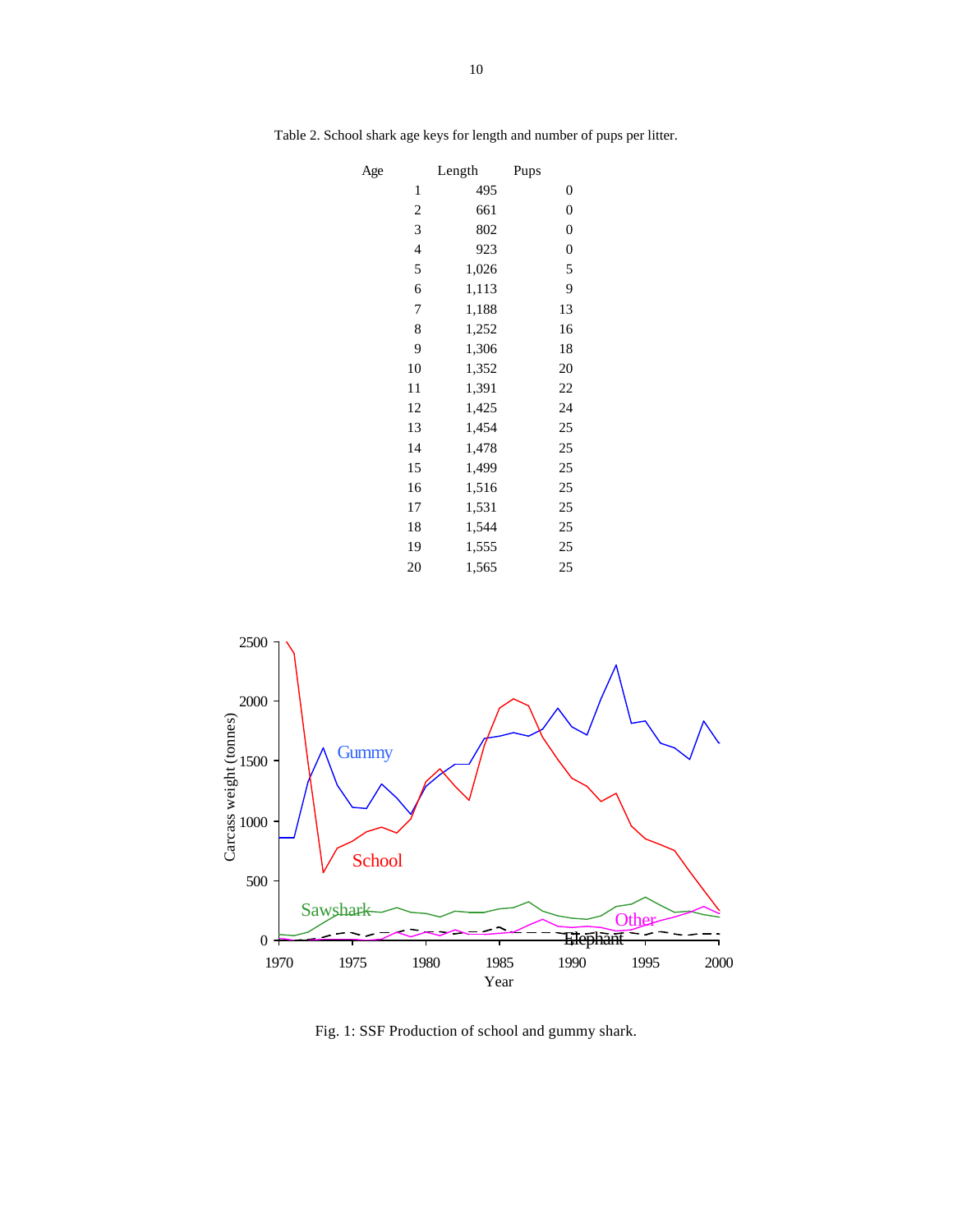Table 2. School shark age keys for length and number of pups per litter.

| Age | Length | Pups |
|---|---|---|
| 1 | 495 | 0 |
| 2 | 661 | 0 |
| 3 | 802 | 0 |
| 4 | 923 | 0 |
| 5 | 1,026 | 5 |
| 6 | 1,113 | 9 |
| 7 | 1,188 | 13 |
| 8 | 1,252 | 16 |
| 9 | 1,306 | 18 |
| 10 | 1,352 | 20 |
| 11 | 1,391 | 22 |
| 12 | 1,425 | 24 |
| 13 | 1,454 | 25 |
| 14 | 1,478 | 25 |
| 15 | 1,499 | 25 |
| 16 | 1,516 | 25 |
| 17 | 1,531 | 25 |
| 18 | 1,544 | 25 |
| 19 | 1,555 | 25 |
| 20 | 1,565 | 25 |

Fig. 1: SSF Production of school and gummy shark.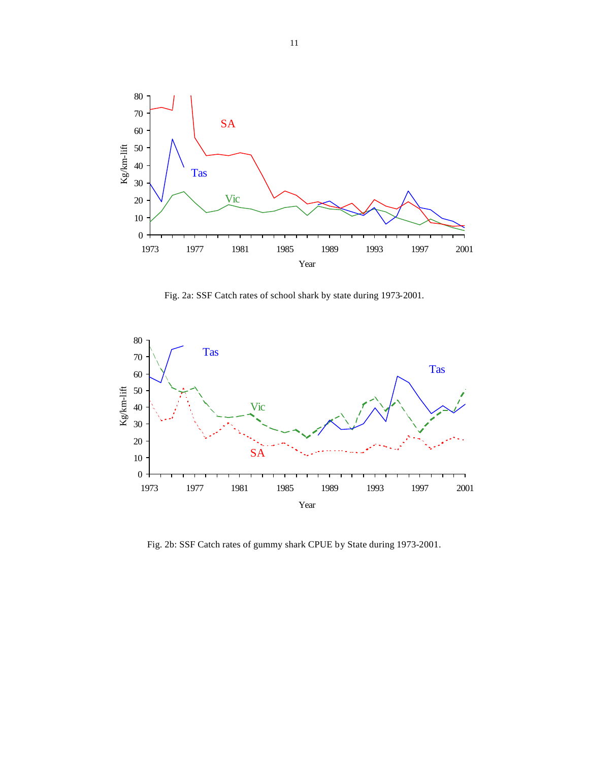Fig. 2a: SSF Catch rates of school shark by state during 1973-2001.

Fig. 2b: SSF Catch rates of gummy shark CPUE by State during 1973-2001.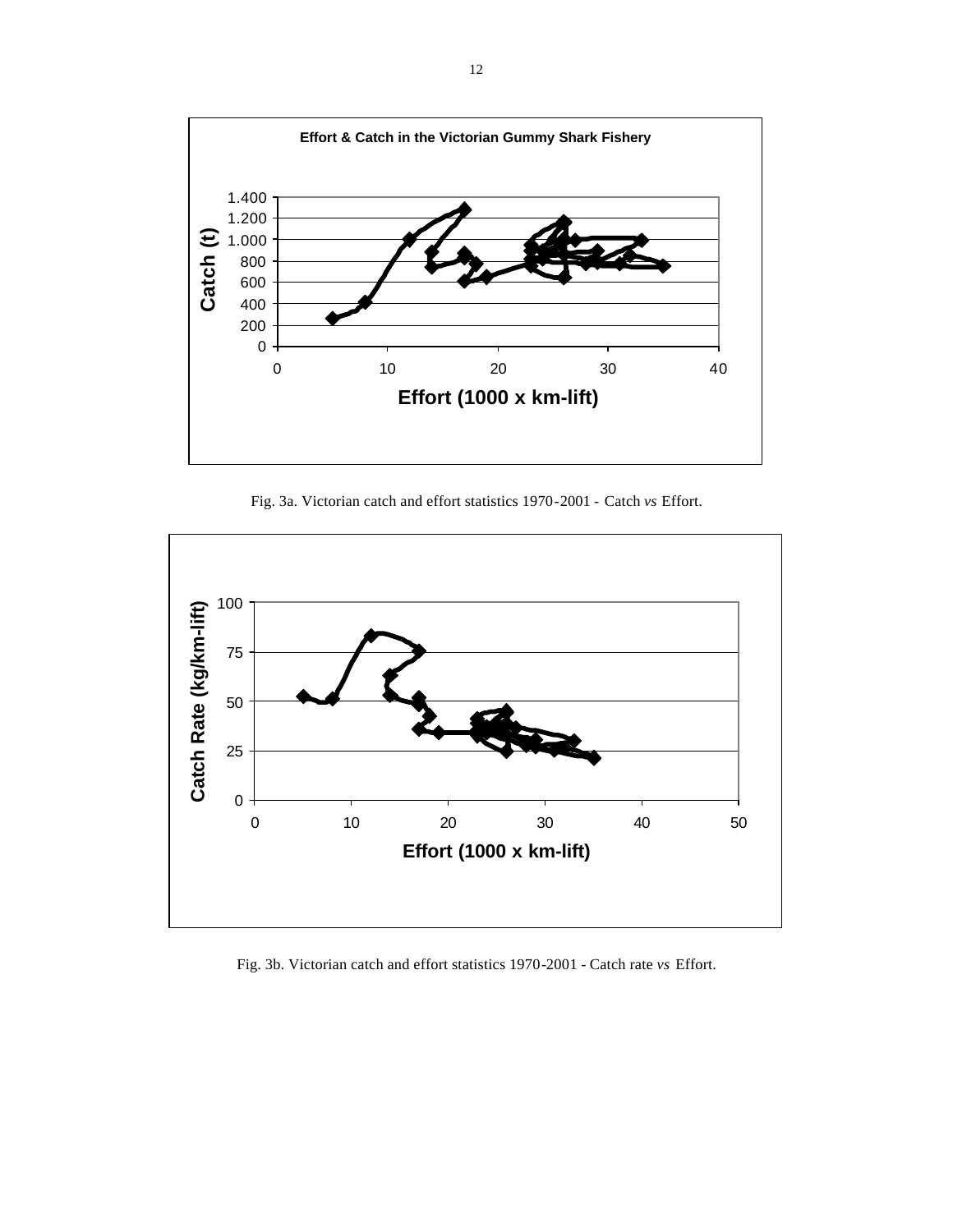Fig. 3a. Victorian catch and effort statistics 1970-2001 - Catch *vs* Effort.

Fig. 3b. Victorian catch and effort statistics 1970-2001 - Catch rate *vs* Effort.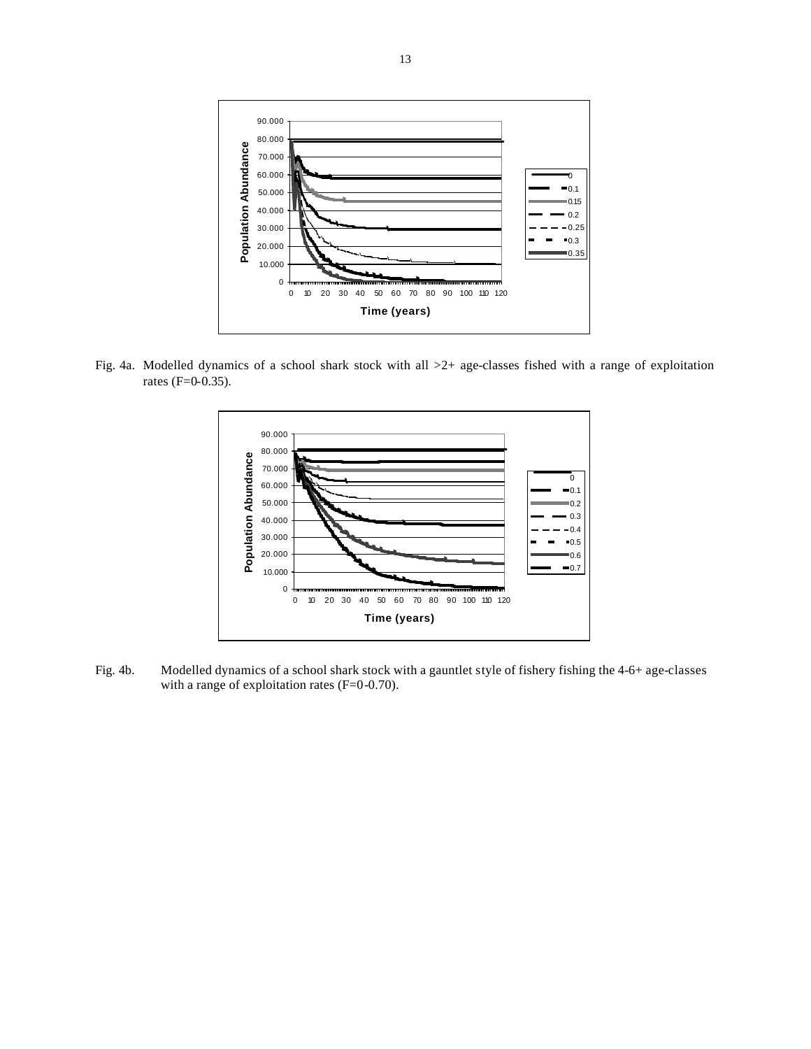Fig. 4a. Modelled dynamics of a school shark stock with all >2+ age-classes fished with a range of exploitation rates (F=0-0.35).

Fig. 4b. Modelled dynamics of a school shark stock with a gauntlet style of fishery fishing the 4-6+ age-classes with a range of exploitation rates (F=0-0.70).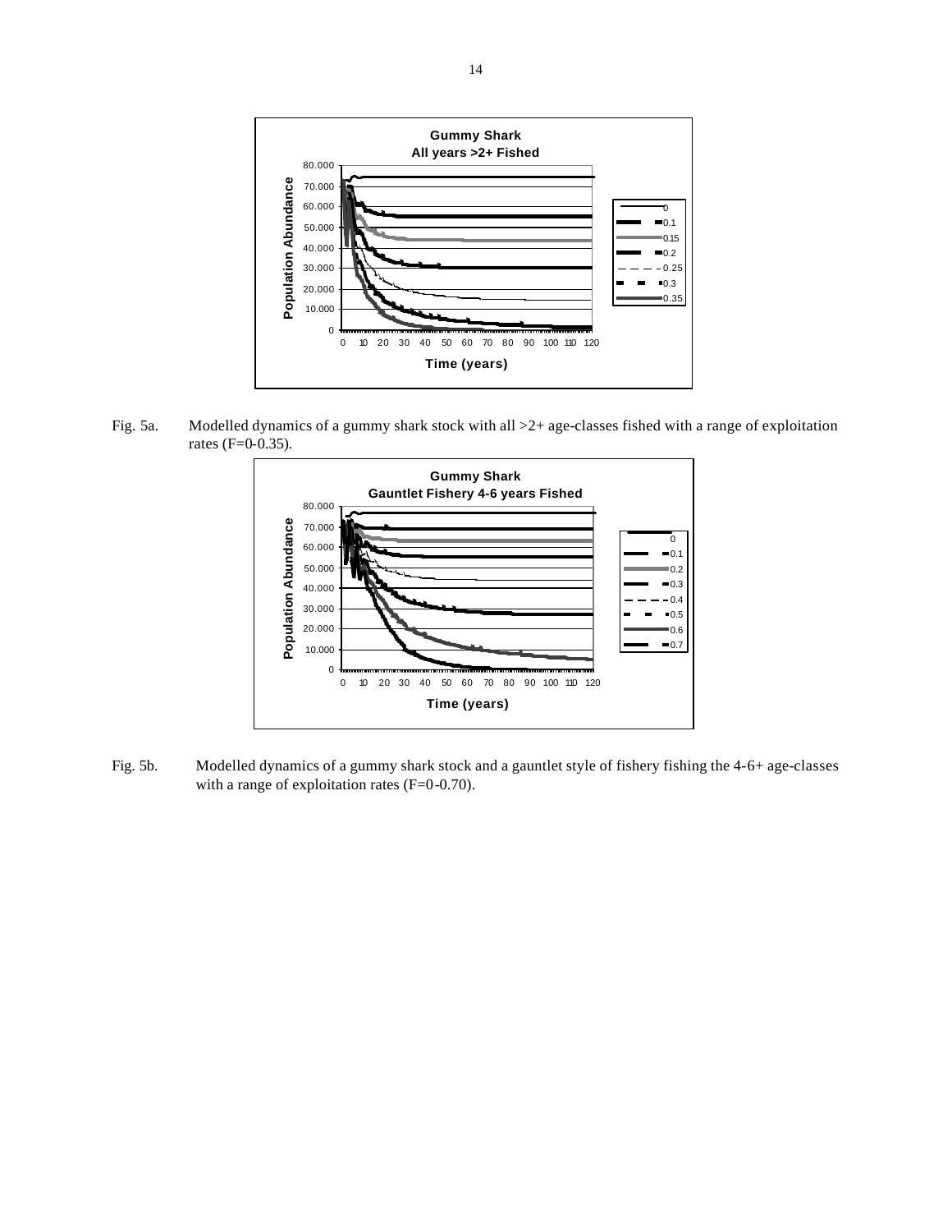Fig. 5a. Modelled dynamics of a gummy shark stock with all >2+ age-classes fished with a range of exploitation rates (F=0-0.35).

Fig. 5b. Modelled dynamics of a gummy shark stock and a gauntlet style of fishery fishing the 4-6+ age-classes with a range of exploitation rates (F=0-0.70).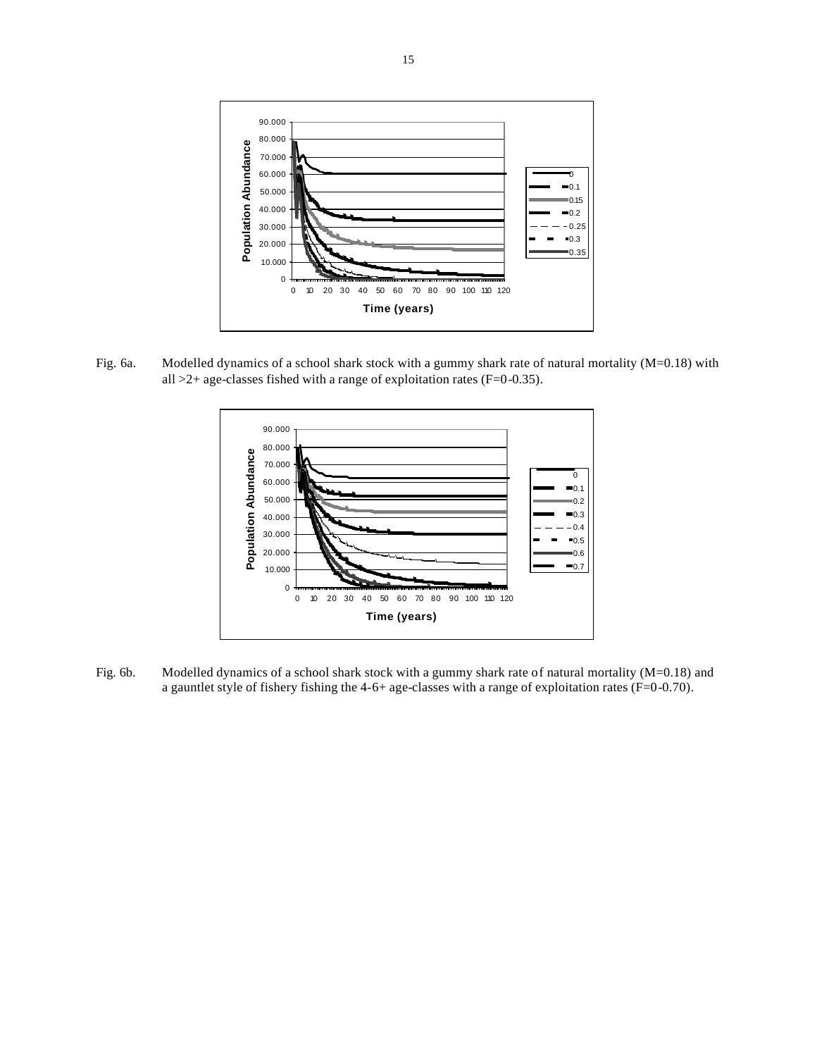Fig. 6a. Modelled dynamics of a school shark stock with a gummy shark rate of natural mortality (M=0.18) with all >2+ age-classes fished with a range of exploitation rates (F=0-0.35).

Fig. 6b. Modelled dynamics of a school shark stock with a gummy shark rate of natural mortality (M=0.18) and a gauntlet style of fishery fishing the 4-6+ age-classes with a range of exploitation rates (F=0-0.70).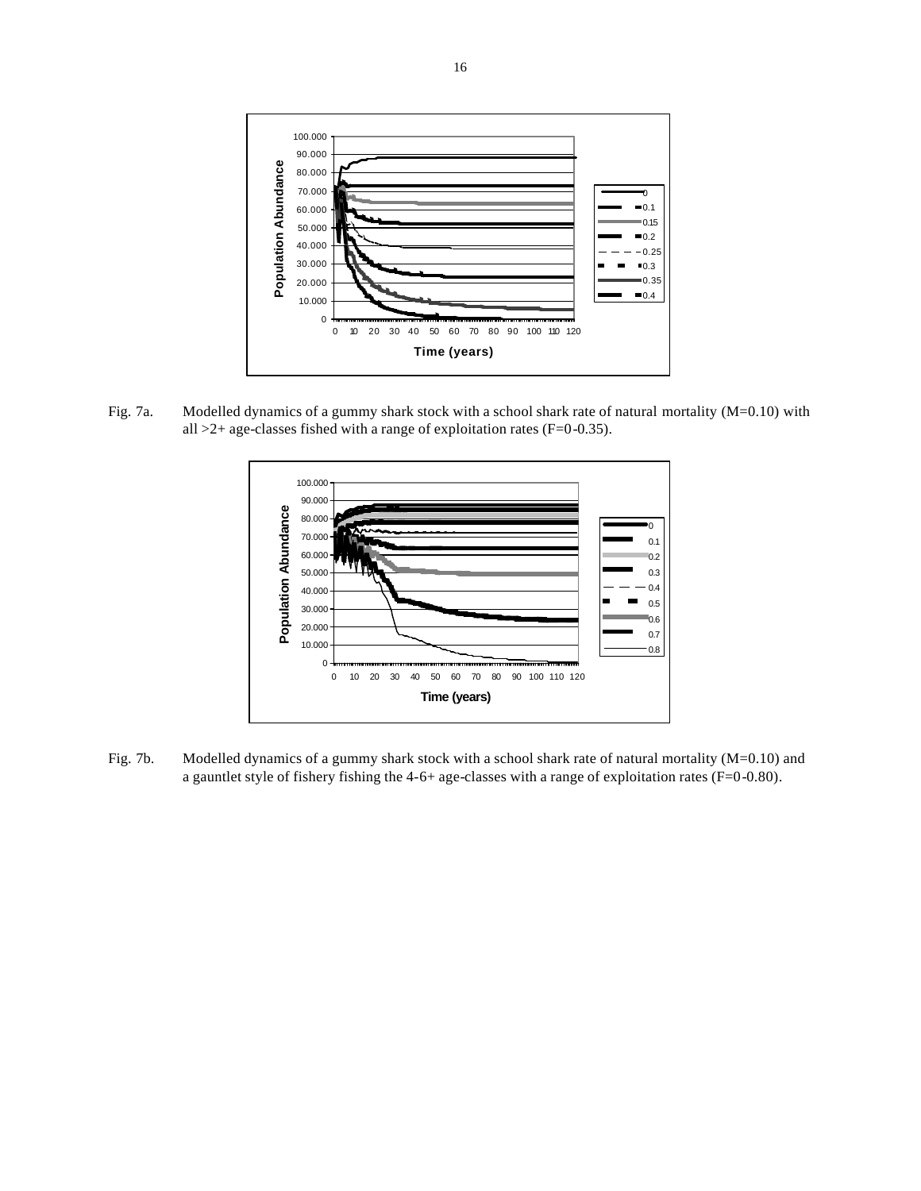100.000
90.000
80.000
70.000
60.000
50.000
40.000
30.000
20.000
10.000
0

Population Abundance

0 10 20 30 40 50 60 70 80 90 100 110 120

Time (years)

0
0.1
0.15
0.2
0.25
0.3
0.35
0.4

Fig. 7a. Modelled dynamics of a gummy shark stock with a school shark rate of natural mortality (M=0.10) with all >2+ age-classes fished with a range of exploitation rates (F=0-0.35).

100.000
90.000
80.000
70.000
60.000
50.000
40.000
30.000
20.000
10.000
0

Population Abundance

0 10 20 30 40 50 60 70 80 90 100 110 120

Time (years)

0
0.1
0.2
0.3
0.4
0.5
0.6
0.7
0.8

Fig. 7b. Modelled dynamics of a gummy shark stock with a school shark rate of natural mortality (M=0.10) and a gauntlet style of fishery fishing the 4-6+ age-classes with a range of exploitation rates (F=0-0.80).